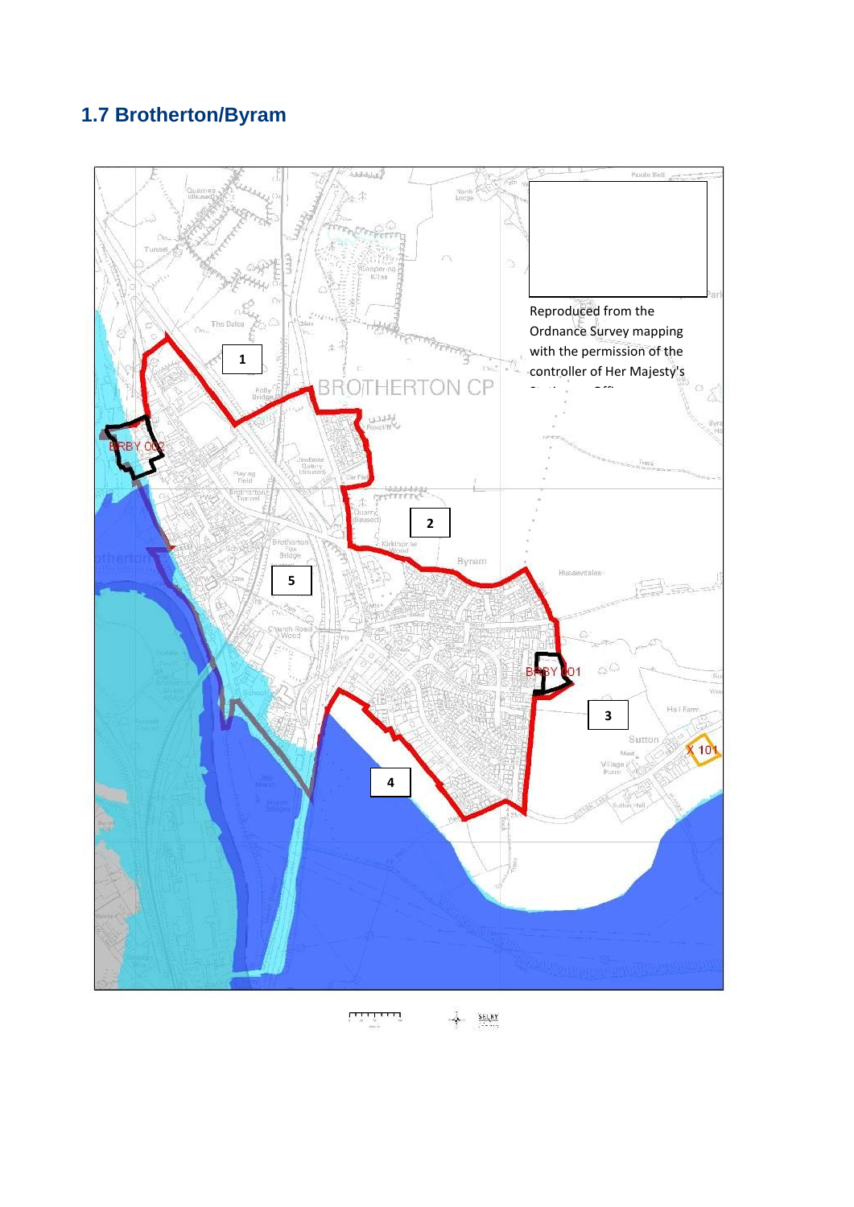## 1.7 Brotherton/Byram

Reproduced from the Ordnance Survey mapping with the permission of the controller of Her Majesty's

1

2

3

4

5

BROTHERTON CP

BRBY 002

BRBY 001

X 101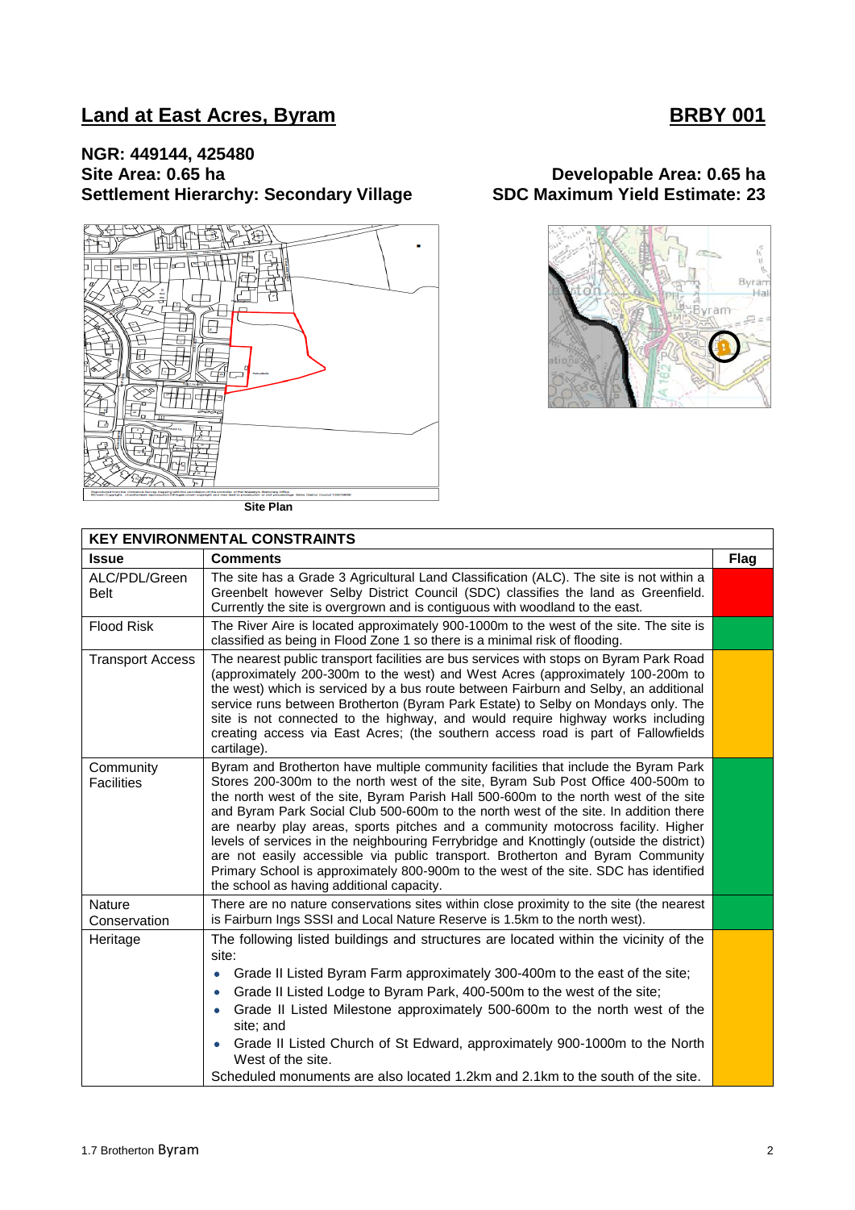## Land at East Acres, Byram

**BRBY 001**

**NGR: 449144, 425480**
**Site Area: 0.65 ha**
**Settlement Hierarchy: Secondary Village**

**Developable Area: 0.65 ha**
**SDC Maximum Yield Estimate: 23**

Site Plan

| KEY ENVIRONMENTAL CONSTRAINTS | | |
|---|---|---|
| **Issue** | **Comments** | **Flag** |
| ALC/PDL/Green Belt | The site has a Grade 3 Agricultural Land Classification (ALC). The site is not within a Greenbelt however Selby District Council (SDC) classifies the land as Greenfield. Currently the site is overgrown and is contiguous with woodland to the east. | |
| Flood Risk | The River Aire is located approximately 900-1000m to the west of the site. The site is classified as being in Flood Zone 1 so there is a minimal risk of flooding. | |
| Transport Access | The nearest public transport facilities are bus services with stops on Byram Park Road (approximately 200-300m to the west) and West Acres (approximately 100-200m to the west) which is serviced by a bus route between Fairburn and Selby, an additional service runs between Brotherton (Byram Park Estate) to Selby on Mondays only. The site is not connected to the highway, and would require highway works including creating access via East Acres; (the southern access road is part of Fallowfields cartilage). | |
| Community Facilities | Byram and Brotherton have multiple community facilities that include the Byram Park Stores 200-300m to the north west of the site, Byram Sub Post Office 400-500m to the north west of the site, Byram Parish Hall 500-600m to the north west of the site and Byram Park Social Club 500-600m to the north west of the site. In addition there are nearby play areas, sports pitches and a community motocross facility. Higher levels of services in the neighbouring Ferrybridge and Knottingly (outside the district) are not easily accessible via public transport. Brotherton and Byram Community Primary School is approximately 800-900m to the west of the site. SDC has identified the school as having additional capacity. | |
| Nature Conservation | There are no nature conservations sites within close proximity to the site (the nearest is Fairburn Ings SSSI and Local Nature Reserve is 1.5km to the north west). | |
| Heritage | The following listed buildings and structures are located within the vicinity of the site:<br>• Grade II Listed Byram Farm approximately 300-400m to the east of the site;<br>• Grade II Listed Lodge to Byram Park, 400-500m to the west of the site;<br>• Grade II Listed Milestone approximately 500-600m to the north west of the site; and<br>• Grade II Listed Church of St Edward, approximately 900-1000m to the North West of the site.<br>Scheduled monuments are also located 1.2km and 2.1km to the south of the site. | |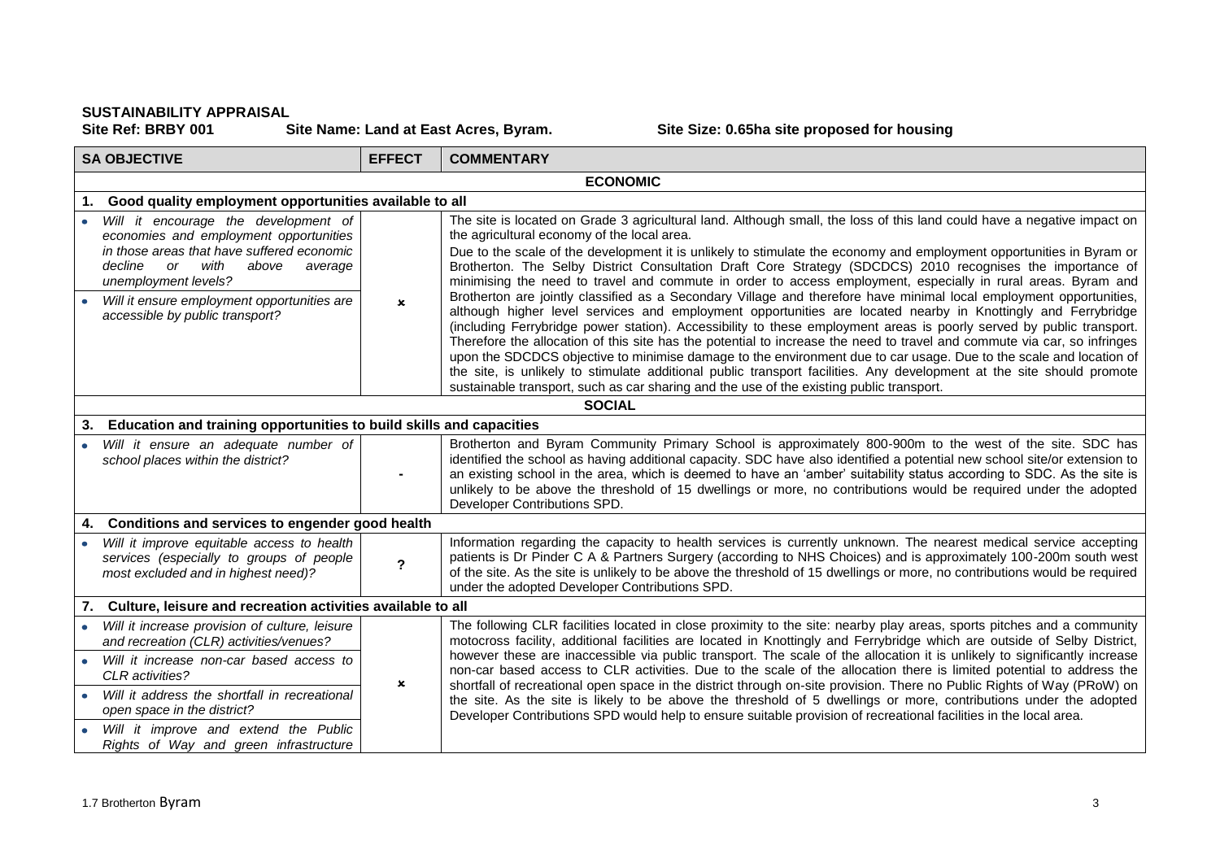**SUSTAINABILITY APPRAISAL**

**Site Ref: BRBY 001** **Site Name: Land at East Acres, Byram.** **Site Size: 0.65ha site proposed for housing**

| SA OBJECTIVE | EFFECT | COMMENTARY |
|---|---|---|
| **ECONOMIC** | | |
| **1. Good quality employment opportunities available to all** | | |
| • *Will it encourage the development of economies and employment opportunities in those areas that have suffered economic decline or with above average unemployment levels?*<br>• *Will it ensure employment opportunities are accessible by public transport?* | ✖ | The site is located on Grade 3 agricultural land. Although small, the loss of this land could have a negative impact on the agricultural economy of the local area.<br>Due to the scale of the development it is unlikely to stimulate the economy and employment opportunities in Byram or Brotherton. The Selby District Consultation Draft Core Strategy (SDCDCS) 2010 recognises the importance of minimising the need to travel and commute in order to access employment, especially in rural areas. Byram and Brotherton are jointly classified as a Secondary Village and therefore have minimal local employment opportunities, although higher level services and employment opportunities are located nearby in Knottingly and Ferrybridge (including Ferrybridge power station). Accessibility to these employment areas is poorly served by public transport. Therefore the allocation of this site has the potential to increase the need to travel and commute via car, so infringes upon the SDCDCS objective to minimise damage to the environment due to car usage. Due to the scale and location of the site, is unlikely to stimulate additional public transport facilities. Any development at the site should promote sustainable transport, such as car sharing and the use of the existing public transport. |
| **SOCIAL** | | |
| **3. Education and training opportunities to build skills and capacities** | | |
| • *Will it ensure an adequate number of school places within the district?* | - | Brotherton and Byram Community Primary School is approximately 800-900m to the west of the site. SDC has identified the school as having additional capacity. SDC have also identified a potential new school site/or extension to an existing school in the area, which is deemed to have an 'amber' suitability status according to SDC. As the site is unlikely to be above the threshold of 15 dwellings or more, no contributions would be required under the adopted Developer Contributions SPD. |
| **4. Conditions and services to engender good health** | | |
| • *Will it improve equitable access to health services (especially to groups of people most excluded and in highest need)?* | ? | Information regarding the capacity to health services is currently unknown. The nearest medical service accepting patients is Dr Pinder C A & Partners Surgery (according to NHS Choices) and is approximately 100-200m south west of the site. As the site is unlikely to be above the threshold of 15 dwellings or more, no contributions would be required under the adopted Developer Contributions SPD. |
| **7. Culture, leisure and recreation activities available to all** | | |
| • *Will it increase provision of culture, leisure and recreation (CLR) activities/venues?*<br>• *Will it increase non-car based access to CLR activities?*<br>• *Will it address the shortfall in recreational open space in the district?*<br>• *Will it improve and extend the Public Rights of Way and green infrastructure* | ✖ | The following CLR facilities located in close proximity to the site: nearby play areas, sports pitches and a community motocross facility, additional facilities are located in Knottingly and Ferrybridge which are outside of Selby District, however these are inaccessible via public transport. The scale of the allocation it is unlikely to significantly increase non-car based access to CLR activities. Due to the scale of the allocation there is limited potential to address the shortfall of recreational open space in the district through on-site provision. There no Public Rights of Way (PRoW) on the site. As the site is likely to be above the threshold of 5 dwellings or more, contributions under the adopted Developer Contributions SPD would help to ensure suitable provision of recreational facilities in the local area. |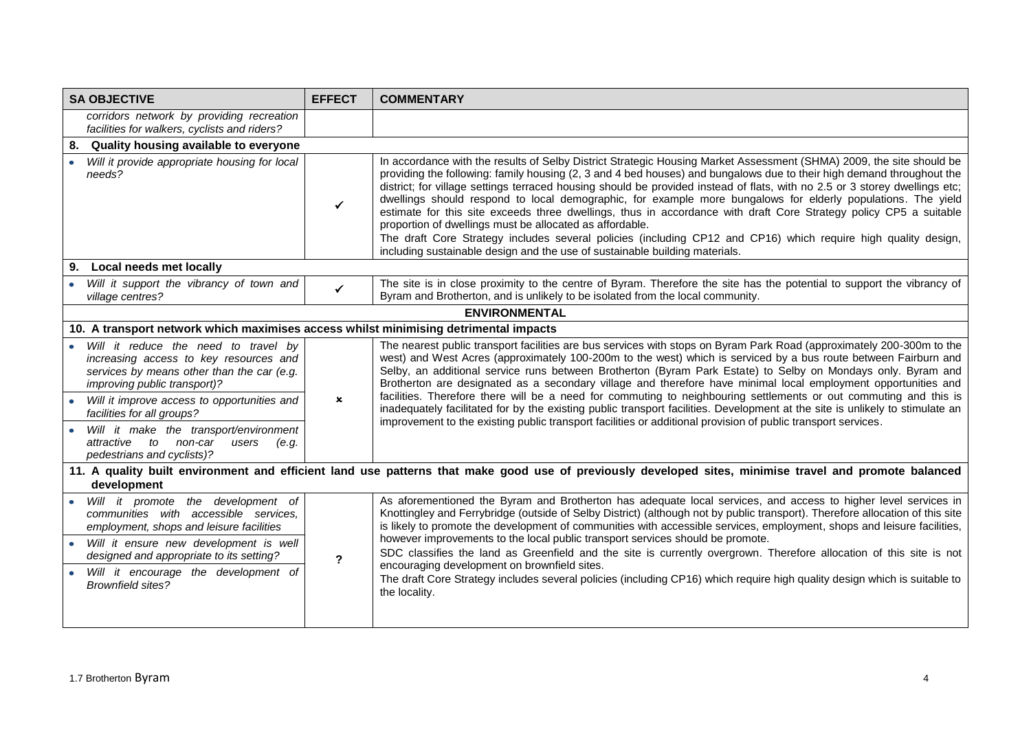| SA OBJECTIVE | EFFECT | COMMENTARY |
|---|---|---|
| *corridors network by providing recreation facilities for walkers, cyclists and riders?* | | |
| **8. Quality housing available to everyone** | | |
| • *Will it provide appropriate housing for local needs?* | ✓ | In accordance with the results of Selby District Strategic Housing Market Assessment (SHMA) 2009, the site should be providing the following: family housing (2, 3 and 4 bed houses) and bungalows due to their high demand throughout the district; for village settings terraced housing should be provided instead of flats, with no 2.5 or 3 storey dwellings etc; dwellings should respond to local demographic, for example more bungalows for elderly populations. The yield estimate for this site exceeds three dwellings, thus in accordance with draft Core Strategy policy CP5 a suitable proportion of dwellings must be allocated as affordable.<br>The draft Core Strategy includes several policies (including CP12 and CP16) which require high quality design, including sustainable design and the use of sustainable building materials. |
| **9. Local needs met locally** | | |
| • *Will it support the vibrancy of town and village centres?* | ✓ | The site is in close proximity to the centre of Byram. Therefore the site has the potential to support the vibrancy of Byram and Brotherton, and is unlikely to be isolated from the local community. |
| **ENVIRONMENTAL** | | |
| **10. A transport network which maximises access whilst minimising detrimental impacts** | | |
| • *Will it reduce the need to travel by increasing access to key resources and services by means other than the car (e.g. improving public transport)?*<br>• *Will it improve access to opportunities and facilities for all groups?*<br>• *Will it make the transport/environment attractive to non-car users (e.g. pedestrians and cyclists)?* | ✗ | The nearest public transport facilities are bus services with stops on Byram Park Road (approximately 200-300m to the west) and West Acres (approximately 100-200m to the west) which is serviced by a bus route between Fairburn and Selby, an additional service runs between Brotherton (Byram Park Estate) to Selby on Mondays only. Byram and Brotherton are designated as a secondary village and therefore have minimal local employment opportunities and facilities. Therefore there will be a need for commuting to neighbouring settlements or out commuting and this is inadequately facilitated for by the existing public transport facilities. Development at the site is unlikely to stimulate an improvement to the existing public transport facilities or additional provision of public transport services. |
| **11. A quality built environment and efficient land use patterns that make good use of previously developed sites, minimise travel and promote balanced development** | | |
| • *Will it promote the development of communities with accessible services, employment, shops and leisure facilities*<br>• *Will it ensure new development is well designed and appropriate to its setting?*<br>• *Will it encourage the development of Brownfield sites?* | ? | As aforementioned the Byram and Brotherton has adequate local services, and access to higher level services in Knottingley and Ferrybridge (outside of Selby District) (although not by public transport). Therefore allocation of this site is likely to promote the development of communities with accessible services, employment, shops and leisure facilities, however improvements to the local public transport services should be promote.<br>SDC classifies the land as Greenfield and the site is currently overgrown. Therefore allocation of this site is not encouraging development on brownfield sites.<br>The draft Core Strategy includes several policies (including CP16) which require high quality design which is suitable to the locality. |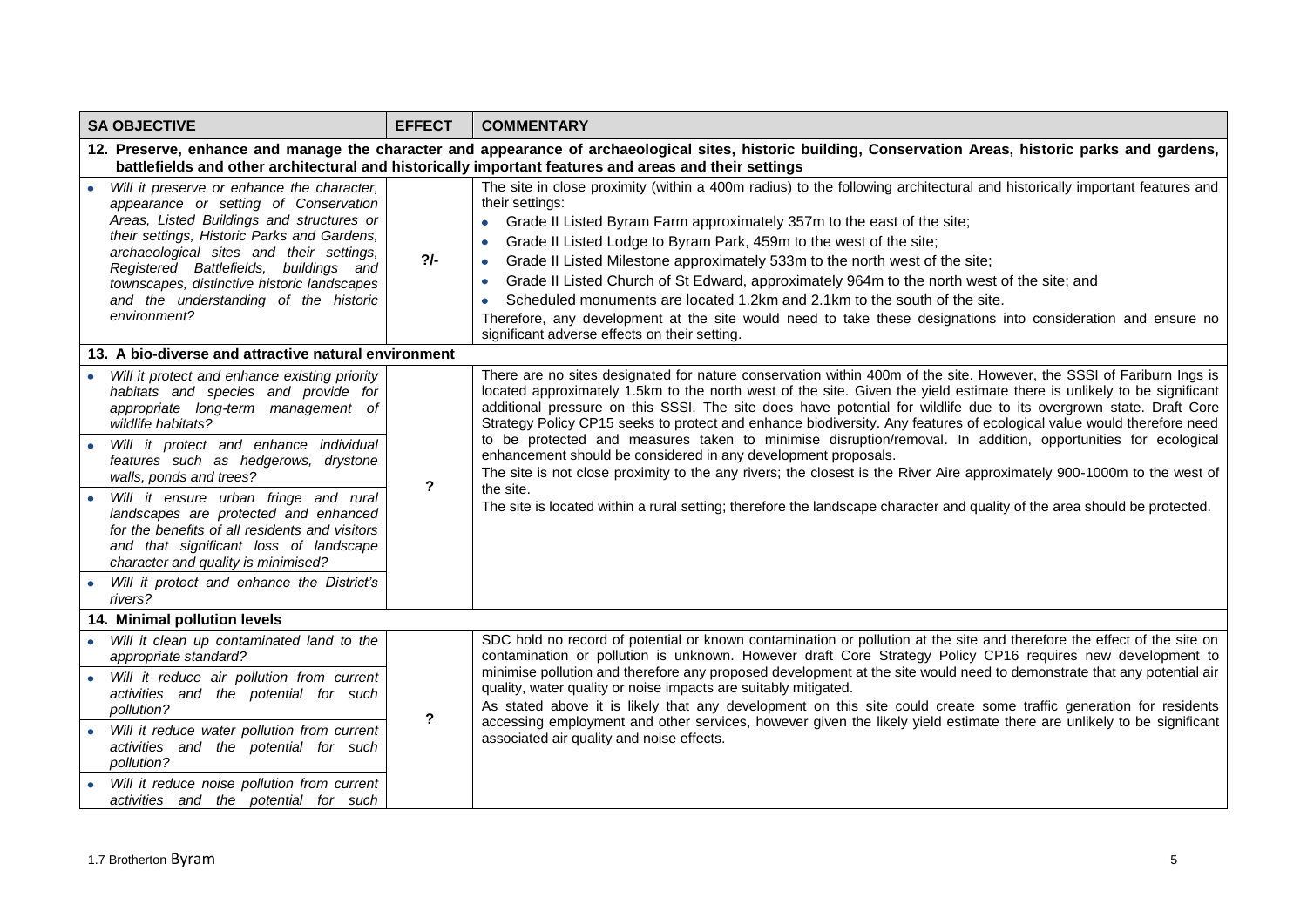| SA OBJECTIVE | EFFECT | COMMENTARY |
|---|---|---|
| **12. Preserve, enhance and manage the character and appearance of archaeological sites, historic building, Conservation Areas, historic parks and gardens, battlefields and other architectural and historically important features and areas and their settings** | | |
| • *Will it preserve or enhance the character, appearance or setting of Conservation Areas, Listed Buildings and structures or their settings, Historic Parks and Gardens, archaeological sites and their settings, Registered Battlefields, buildings and townscapes, distinctive historic landscapes and the understanding of the historic environment?* | ?/- | The site in close proximity (within a 400m radius) to the following architectural and historically important features and their settings:<br>• Grade II Listed Byram Farm approximately 357m to the east of the site;<br>• Grade II Listed Lodge to Byram Park, 459m to the west of the site;<br>• Grade II Listed Milestone approximately 533m to the north west of the site;<br>• Grade II Listed Church of St Edward, approximately 964m to the north west of the site; and<br>• Scheduled monuments are located 1.2km and 2.1km to the south of the site.<br>Therefore, any development at the site would need to take these designations into consideration and ensure no significant adverse effects on their setting. |
| **13. A bio-diverse and attractive natural environment** | | |
| • *Will it protect and enhance existing priority habitats and species and provide for appropriate long-term management of wildlife habitats?*<br>• *Will it protect and enhance individual features such as hedgerows, drystone walls, ponds and trees?*<br>• *Will it ensure urban fringe and rural landscapes are protected and enhanced for the benefits of all residents and visitors and that significant loss of landscape character and quality is minimised?*<br>• *Will it protect and enhance the District's rivers?* | ? | There are no sites designated for nature conservation within 400m of the site. However, the SSSI of Fariburn Ings is located approximately 1.5km to the north west of the site. Given the yield estimate there is unlikely to be significant additional pressure on this SSSI. The site does have potential for wildlife due to its overgrown state. Draft Core Strategy Policy CP15 seeks to protect and enhance biodiversity. Any features of ecological value would therefore need to be protected and measures taken to minimise disruption/removal. In addition, opportunities for ecological enhancement should be considered in any development proposals.<br>The site is not close proximity to the any rivers; the closest is the River Aire approximately 900-1000m to the west of the site.<br>The site is located within a rural setting; therefore the landscape character and quality of the area should be protected. |
| **14. Minimal pollution levels** | | |
| • *Will it clean up contaminated land to the appropriate standard?*<br>• *Will it reduce air pollution from current activities and the potential for such pollution?*<br>• *Will it reduce water pollution from current activities and the potential for such pollution?*<br>• *Will it reduce noise pollution from current activities and the potential for such* | ? | SDC hold no record of potential or known contamination or pollution at the site and therefore the effect of the site on contamination or pollution is unknown. However draft Core Strategy Policy CP16 requires new development to minimise pollution and therefore any proposed development at the site would need to demonstrate that any potential air quality, water quality or noise impacts are suitably mitigated.<br>As stated above it is likely that any development on this site could create some traffic generation for residents accessing employment and other services, however given the likely yield estimate there are unlikely to be significant associated air quality and noise effects. |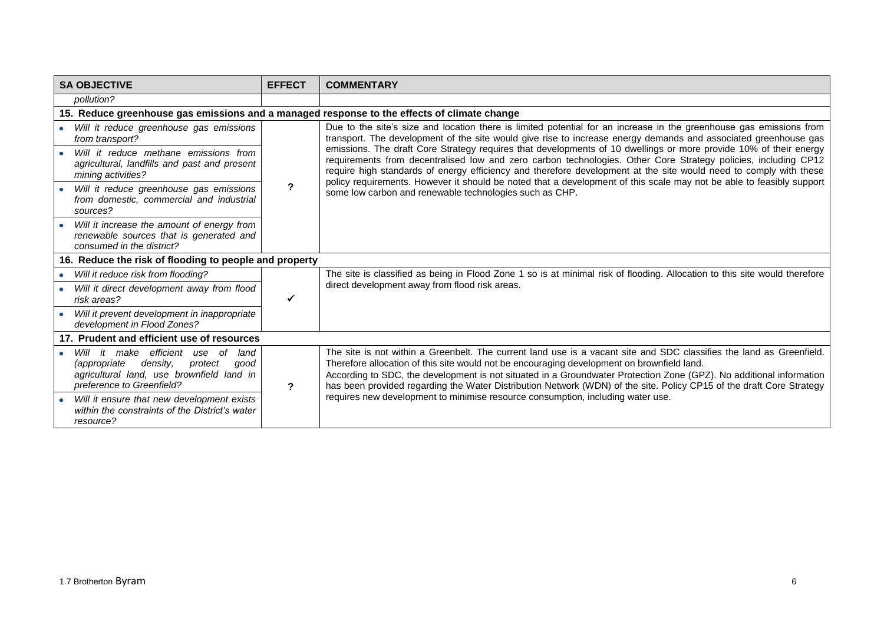| SA OBJECTIVE | EFFECT | COMMENTARY |
| --- | --- | --- |
| *pollution?* | | |
| **15. Reduce greenhouse gas emissions and a managed response to the effects of climate change** | | |
| • *Will it reduce greenhouse gas emissions from transport?*<br>• *Will it reduce methane emissions from agricultural, landfills and past and present mining activities?*<br>• *Will it reduce greenhouse gas emissions from domestic, commercial and industrial sources?*<br>• *Will it increase the amount of energy from renewable sources that is generated and consumed in the district?* | **?** | Due to the site's size and location there is limited potential for an increase in the greenhouse gas emissions from transport. The development of the site would give rise to increase energy demands and associated greenhouse gas emissions. The draft Core Strategy requires that developments of 10 dwellings or more provide 10% of their energy requirements from decentralised low and zero carbon technologies. Other Core Strategy policies, including CP12 require high standards of energy efficiency and therefore development at the site would need to comply with these policy requirements. However it should be noted that a development of this scale may not be able to feasibly support some low carbon and renewable technologies such as CHP. |
| **16. Reduce the risk of flooding to people and property** | | |
| • *Will it reduce risk from flooding?*<br>• *Will it direct development away from flood risk areas?*<br>• *Will it prevent development in inappropriate development in Flood Zones?* | ✔ | The site is classified as being in Flood Zone 1 so is at minimal risk of flooding. Allocation to this site would therefore direct development away from flood risk areas. |
| **17. Prudent and efficient use of resources** | | |
| • *Will it make efficient use of land (appropriate density, protect good agricultural land, use brownfield land in preference to Greenfield?*<br>• *Will it ensure that new development exists within the constraints of the District's water resource?* | **?** | The site is not within a Greenbelt. The current land use is a vacant site and SDC classifies the land as Greenfield. Therefore allocation of this site would not be encouraging development on brownfield land.<br>According to SDC, the development is not situated in a Groundwater Protection Zone (GPZ). No additional information has been provided regarding the Water Distribution Network (WDN) of the site. Policy CP15 of the draft Core Strategy requires new development to minimise resource consumption, including water use. |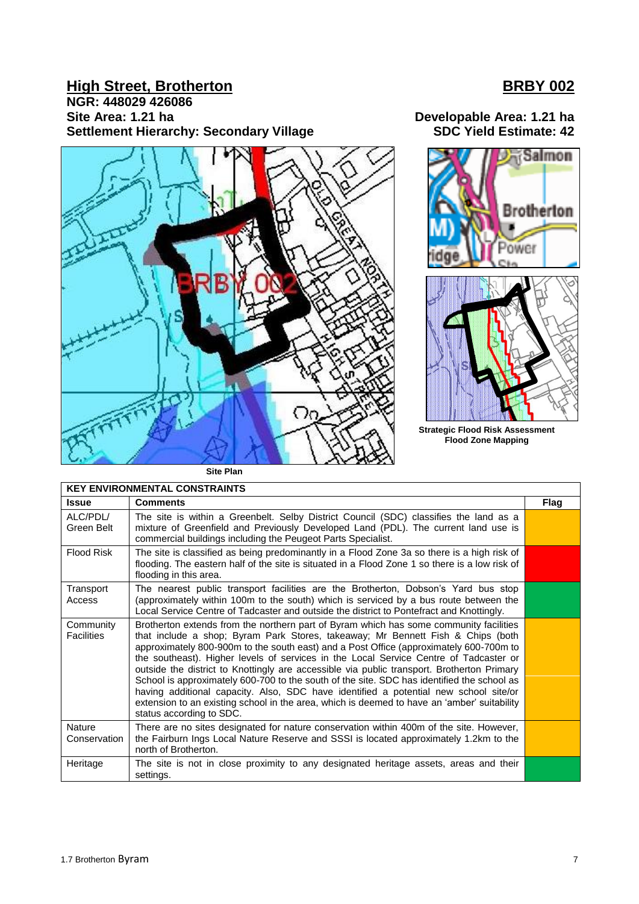## High Street, Brotherton

## BRBY 002

**NGR: 448029 426086**
**Site Area: 1.21 ha**
**Settlement Hierarchy: Secondary Village**

**Developable Area: 1.21 ha**
**SDC Yield Estimate: 42**

Site Plan

Strategic Flood Risk Assessment Flood Zone Mapping

| KEY ENVIRONMENTAL CONSTRAINTS | | |
|---|---|---|
| **Issue** | **Comments** | **Flag** |
| ALC/PDL/ Green Belt | The site is within a Greenbelt. Selby District Council (SDC) classifies the land as a mixture of Greenfield and Previously Developed Land (PDL). The current land use is commercial buildings including the Peugeot Parts Specialist. | |
| Flood Risk | The site is classified as being predominantly in a Flood Zone 3a so there is a high risk of flooding. The eastern half of the site is situated in a Flood Zone 1 so there is a low risk of flooding in this area. | |
| Transport Access | The nearest public transport facilities are the Brotherton, Dobson's Yard bus stop (approximately within 100m to the south) which is serviced by a bus route between the Local Service Centre of Tadcaster and outside the district to Pontefract and Knottingly. | |
| Community Facilities | Brotherton extends from the northern part of Byram which has some community facilities that include a shop; Byram Park Stores, takeaway; Mr Bennett Fish & Chips (both approximately 800-900m to the south east) and a Post Office (approximately 600-700m to the southeast). Higher levels of services in the Local Service Centre of Tadcaster or outside the district to Knottingly are accessible via public transport. Brotherton Primary School is approximately 600-700 to the south of the site. SDC has identified the school as having additional capacity. Also, SDC have identified a potential new school site/or extension to an existing school in the area, which is deemed to have an 'amber' suitability status according to SDC. | |
| Nature Conservation | There are no sites designated for nature conservation within 400m of the site. However, the Fairburn Ings Local Nature Reserve and SSSI is located approximately 1.2km to the north of Brotherton. | |
| Heritage | The site is not in close proximity to any designated heritage assets, areas and their settings. | |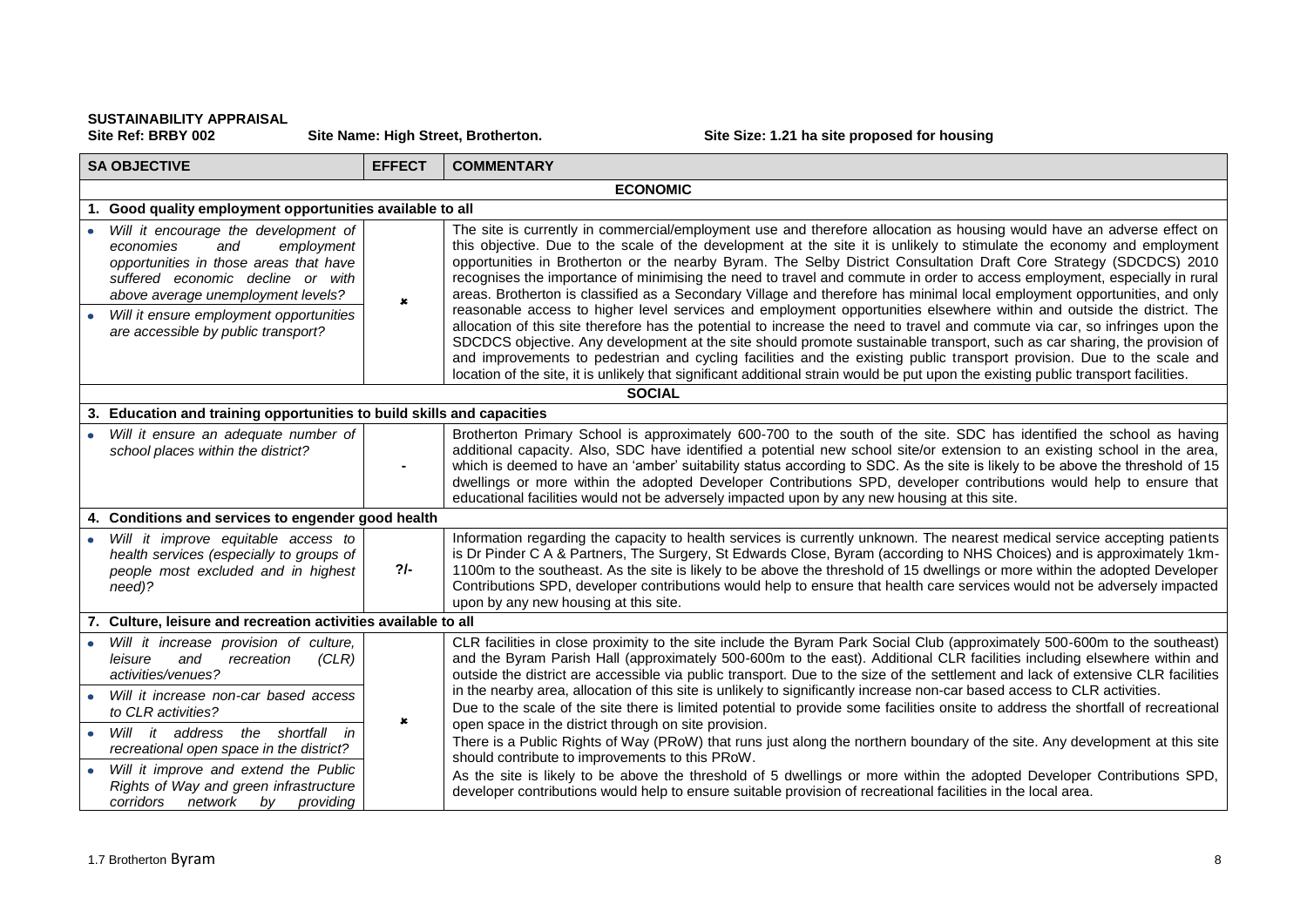**SUSTAINABILITY APPRAISAL**

**Site Ref: BRBY 002** **Site Name: High Street, Brotherton.** **Site Size: 1.21 ha site proposed for housing**

| SA OBJECTIVE | EFFECT | COMMENTARY |
|---|---|---|
| **ECONOMIC** | | |
| **1. Good quality employment opportunities available to all** | | |
| • *Will it encourage the development of economies and employment opportunities in those areas that have suffered economic decline or with above average unemployment levels?* <br> • *Will it ensure employment opportunities are accessible by public transport?* | x | The site is currently in commercial/employment use and therefore allocation as housing would have an adverse effect on this objective. Due to the scale of the development at the site it is unlikely to stimulate the economy and employment opportunities in Brotherton or the nearby Byram. The Selby District Consultation Draft Core Strategy (SDCDCS) 2010 recognises the importance of minimising the need to travel and commute in order to access employment, especially in rural areas. Brotherton is classified as a Secondary Village and therefore has minimal local employment opportunities, and only reasonable access to higher level services and employment opportunities elsewhere within and outside the district. The allocation of this site therefore has the potential to increase the need to travel and commute via car, so infringes upon the SDCDCS objective. Any development at the site should promote sustainable transport, such as car sharing, the provision of and improvements to pedestrian and cycling facilities and the existing public transport provision. Due to the scale and location of the site, it is unlikely that significant additional strain would be put upon the existing public transport facilities. |
| **SOCIAL** | | |
| **3. Education and training opportunities to build skills and capacities** | | |
| • *Will it ensure an adequate number of school places within the district?* | - | Brotherton Primary School is approximately 600-700 to the south of the site. SDC has identified the school as having additional capacity. Also, SDC have identified a potential new school site/or extension to an existing school in the area, which is deemed to have an 'amber' suitability status according to SDC. As the site is likely to be above the threshold of 15 dwellings or more within the adopted Developer Contributions SPD, developer contributions would help to ensure that educational facilities would not be adversely impacted upon by any new housing at this site. |
| **4. Conditions and services to engender good health** | | |
| • *Will it improve equitable access to health services (especially to groups of people most excluded and in highest need)?* | ?/- | Information regarding the capacity to health services is currently unknown. The nearest medical service accepting patients is Dr Pinder C A & Partners, The Surgery, St Edwards Close, Byram (according to NHS Choices) and is approximately 1km-1100m to the southeast. As the site is likely to be above the threshold of 15 dwellings or more within the adopted Developer Contributions SPD, developer contributions would help to ensure that health care services would not be adversely impacted upon by any new housing at this site. |
| **7. Culture, leisure and recreation activities available to all** | | |
| • *Will it increase provision of culture, leisure and recreation (CLR) activities/venues?* <br> • *Will it increase non-car based access to CLR activities?* <br> • *Will it address the shortfall in recreational open space in the district?* <br> • *Will it improve and extend the Public Rights of Way and green infrastructure corridors network by providing* | x | CLR facilities in close proximity to the site include the Byram Park Social Club (approximately 500-600m to the southeast) and the Byram Parish Hall (approximately 500-600m to the east). Additional CLR facilities including elsewhere within and outside the district are accessible via public transport. Due to the size of the settlement and lack of extensive CLR facilities in the nearby area, allocation of this site is unlikely to significantly increase non-car based access to CLR activities. <br> Due to the scale of the site there is limited potential to provide some facilities onsite to address the shortfall of recreational open space in the district through on site provision. <br> There is a Public Rights of Way (PRoW) that runs just along the northern boundary of the site. Any development at this site should contribute to improvements to this PRoW. <br> As the site is likely to be above the threshold of 5 dwellings or more within the adopted Developer Contributions SPD, developer contributions would help to ensure suitable provision of recreational facilities in the local area. |

1.7 Brotherton Byram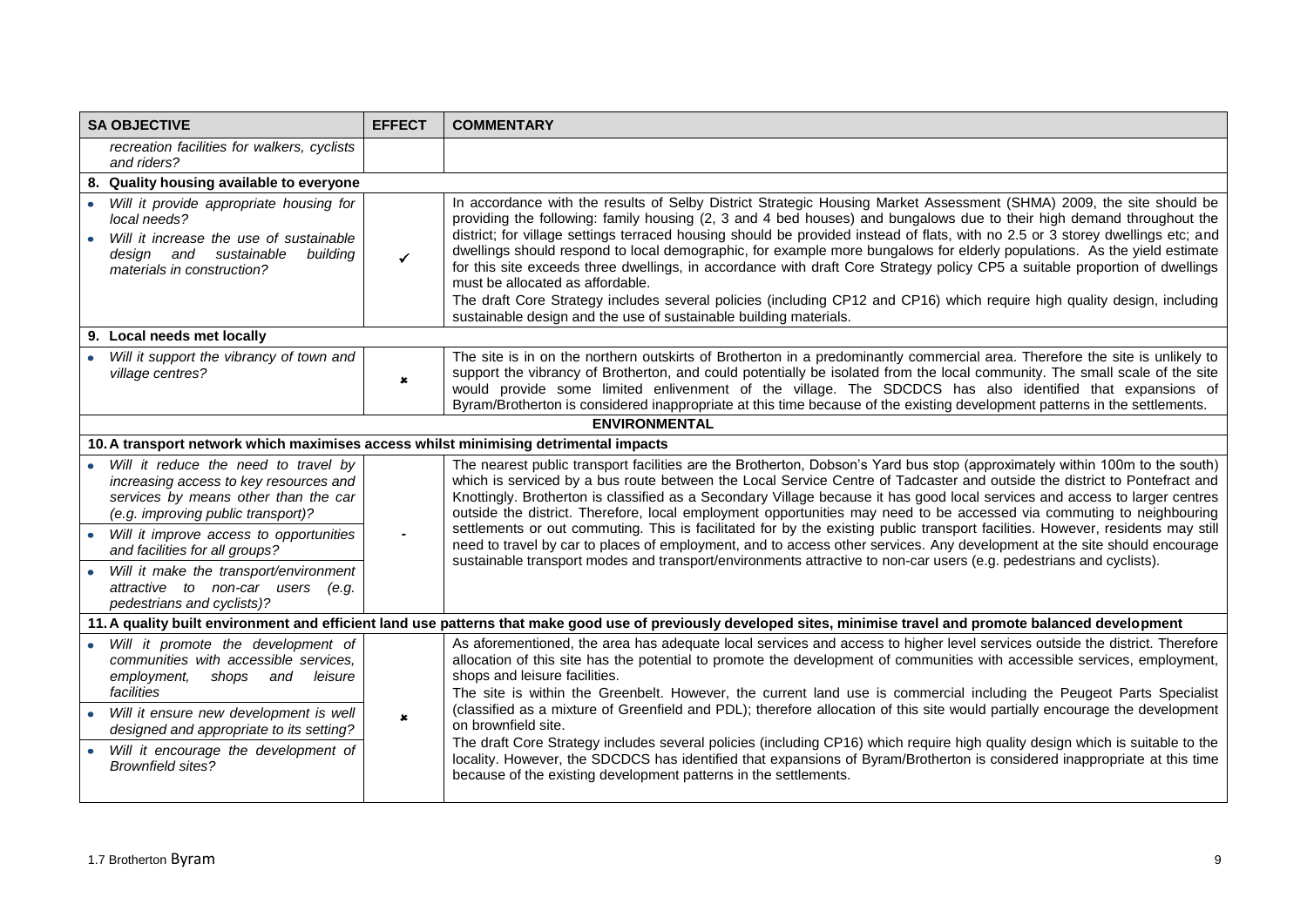| SA OBJECTIVE | EFFECT | COMMENTARY |
|---|---|---|
| *recreation facilities for walkers, cyclists and riders?* | | |
| **8. Quality housing available to everyone** | | |
| • *Will it provide appropriate housing for local needs?*<br>• *Will it increase the use of sustainable design and sustainable building materials in construction?* | ✓ | In accordance with the results of Selby District Strategic Housing Market Assessment (SHMA) 2009, the site should be providing the following: family housing (2, 3 and 4 bed houses) and bungalows due to their high demand throughout the district; for village settings terraced housing should be provided instead of flats, with no 2.5 or 3 storey dwellings etc; and dwellings should respond to local demographic, for example more bungalows for elderly populations. As the yield estimate for this site exceeds three dwellings, in accordance with draft Core Strategy policy CP5 a suitable proportion of dwellings must be allocated as affordable.<br>The draft Core Strategy includes several policies (including CP12 and CP16) which require high quality design, including sustainable design and the use of sustainable building materials. |
| **9. Local needs met locally** | | |
| • *Will it support the vibrancy of town and village centres?* | ✗ | The site is in on the northern outskirts of Brotherton in a predominantly commercial area. Therefore the site is unlikely to support the vibrancy of Brotherton, and could potentially be isolated from the local community. The small scale of the site would provide some limited enlivenment of the village. The SDCDCS has also identified that expansions of Byram/Brotherton is considered inappropriate at this time because of the existing development patterns in the settlements. |
| **ENVIRONMENTAL** | | |
| **10. A transport network which maximises access whilst minimising detrimental impacts** | | |
| • *Will it reduce the need to travel by increasing access to key resources and services by means other than the car (e.g. improving public transport)?*<br>• *Will it improve access to opportunities and facilities for all groups?*<br>• *Will it make the transport/environment attractive to non-car users (e.g. pedestrians and cyclists)?* | - | The nearest public transport facilities are the Brotherton, Dobson's Yard bus stop (approximately within 100m to the south) which is serviced by a bus route between the Local Service Centre of Tadcaster and outside the district to Pontefract and Knottingly. Brotherton is classified as a Secondary Village because it has good local services and access to larger centres outside the district. Therefore, local employment opportunities may need to be accessed via commuting to neighbouring settlements or out commuting. This is facilitated for by the existing public transport facilities. However, residents may still need to travel by car to places of employment, and to access other services. Any development at the site should encourage sustainable transport modes and transport/environments attractive to non-car users (e.g. pedestrians and cyclists). |
| **11. A quality built environment and efficient land use patterns that make good use of previously developed sites, minimise travel and promote balanced development** | | |
| • *Will it promote the development of communities with accessible services, employment, shops and leisure facilities*<br>• *Will it ensure new development is well designed and appropriate to its setting?*<br>• *Will it encourage the development of Brownfield sites?* | ✗ | As aforementioned, the area has adequate local services and access to higher level services outside the district. Therefore allocation of this site has the potential to promote the development of communities with accessible services, employment, shops and leisure facilities.<br>The site is within the Greenbelt. However, the current land use is commercial including the Peugeot Parts Specialist (classified as a mixture of Greenfield and PDL); therefore allocation of this site would partially encourage the development on brownfield site.<br>The draft Core Strategy includes several policies (including CP16) which require high quality design which is suitable to the locality. However, the SDCDCS has identified that expansions of Byram/Brotherton is considered inappropriate at this time because of the existing development patterns in the settlements. |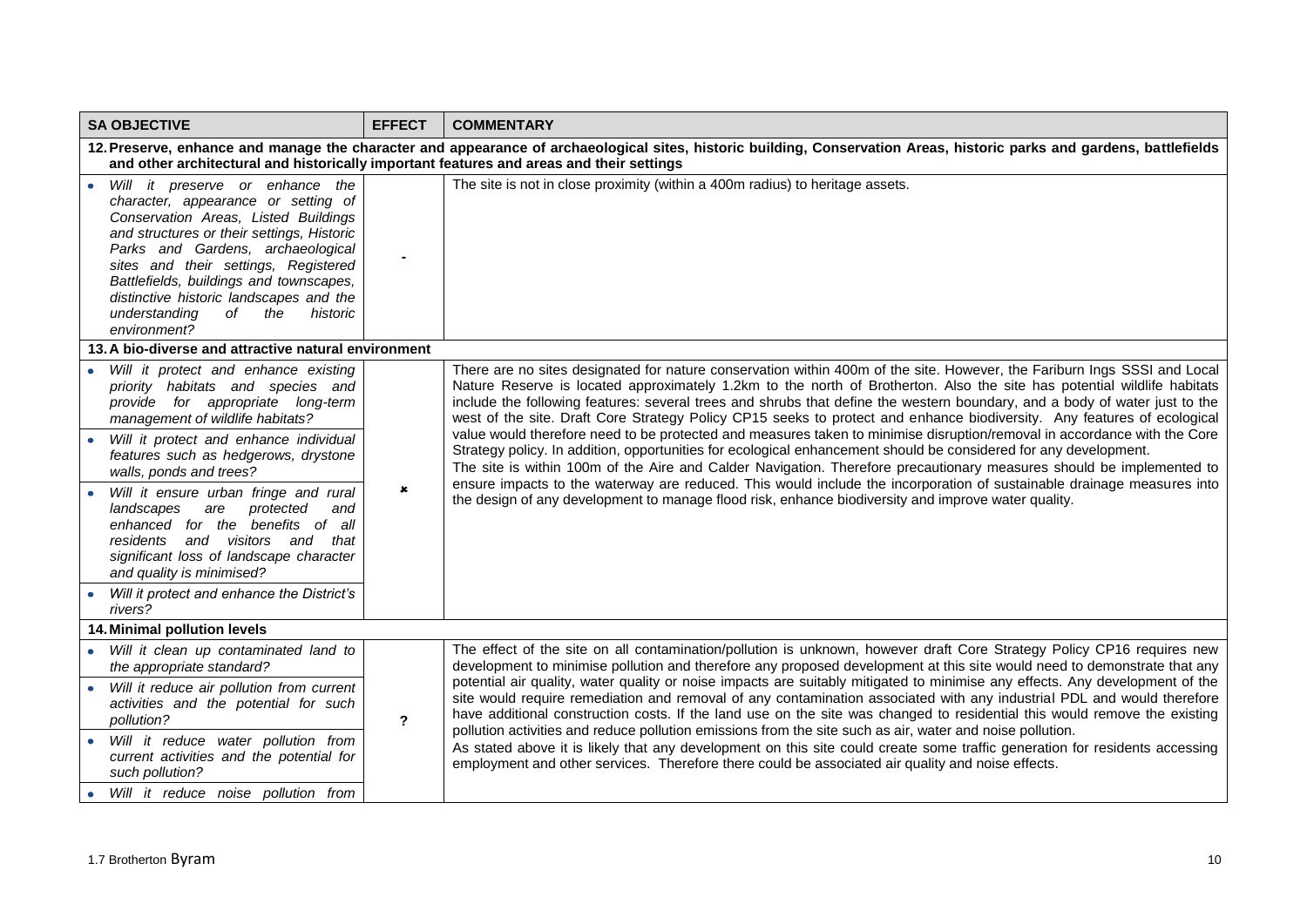| SA OBJECTIVE | EFFECT | COMMENTARY |
| --- | --- | --- |
| **12. Preserve, enhance and manage the character and appearance of archaeological sites, historic building, Conservation Areas, historic parks and gardens, battlefields and other architectural and historically important features and areas and their settings** | | |
| • *Will it preserve or enhance the character, appearance or setting of Conservation Areas, Listed Buildings and structures or their settings, Historic Parks and Gardens, archaeological sites and their settings, Registered Battlefields, buildings and townscapes, distinctive historic landscapes and the understanding of the historic environment?* | - | The site is not in close proximity (within a 400m radius) to heritage assets. |
| **13. A bio-diverse and attractive natural environment** | | |
| • *Will it protect and enhance existing priority habitats and species and provide for appropriate long-term management of wildlife habitats?*<br>• *Will it protect and enhance individual features such as hedgerows, drystone walls, ponds and trees?*<br>• *Will it ensure urban fringe and rural landscapes are protected and enhanced for the benefits of all residents and visitors and that significant loss of landscape character and quality is minimised?*<br>• *Will it protect and enhance the District's rivers?* | ✗ | There are no sites designated for nature conservation within 400m of the site. However, the Fariburn Ings SSSI and Local Nature Reserve is located approximately 1.2km to the north of Brotherton. Also the site has potential wildlife habitats include the following features: several trees and shrubs that define the western boundary, and a body of water just to the west of the site. Draft Core Strategy Policy CP15 seeks to protect and enhance biodiversity. Any features of ecological value would therefore need to be protected and measures taken to minimise disruption/removal in accordance with the Core Strategy policy. In addition, opportunities for ecological enhancement should be considered for any development. The site is within 100m of the Aire and Calder Navigation. Therefore precautionary measures should be implemented to ensure impacts to the waterway are reduced. This would include the incorporation of sustainable drainage measures into the design of any development to manage flood risk, enhance biodiversity and improve water quality. |
| **14. Minimal pollution levels** | | |
| • *Will it clean up contaminated land to the appropriate standard?*<br>• *Will it reduce air pollution from current activities and the potential for such pollution?*<br>• *Will it reduce water pollution from current activities and the potential for such pollution?*<br>• *Will it reduce noise pollution from* | ? | The effect of the site on all contamination/pollution is unknown, however draft Core Strategy Policy CP16 requires new development to minimise pollution and therefore any proposed development at this site would need to demonstrate that any potential air quality, water quality or noise impacts are suitably mitigated to minimise any effects. Any development of the site would require remediation and removal of any contamination associated with any industrial PDL and would therefore have additional construction costs. If the land use on the site was changed to residential this would remove the existing pollution activities and reduce pollution emissions from the site such as air, water and noise pollution.<br>As stated above it is likely that any development on this site could create some traffic generation for residents accessing employment and other services. Therefore there could be associated air quality and noise effects. |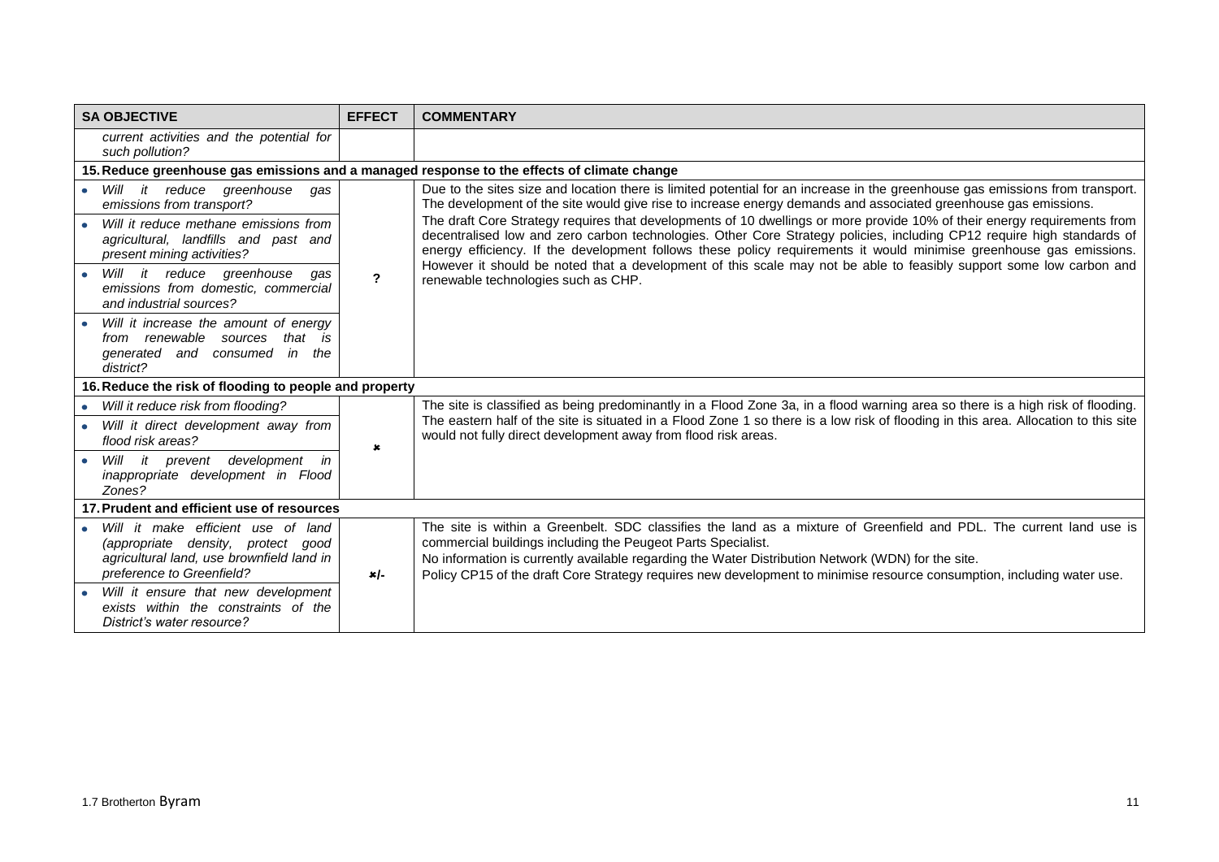| SA OBJECTIVE | EFFECT | COMMENTARY |
|---|---|---|
| *current activities and the potential for such pollution?* | | |
| **15. Reduce greenhouse gas emissions and a managed response to the effects of climate change** | | |
| • *Will it reduce greenhouse gas emissions from transport?*<br>• *Will it reduce methane emissions from agricultural, landfills and past and present mining activities?*<br>• *Will it reduce greenhouse gas emissions from domestic, commercial and industrial sources?*<br>• *Will it increase the amount of energy from renewable sources that is generated and consumed in the district?* | **?** | Due to the sites size and location there is limited potential for an increase in the greenhouse gas emissions from transport. The development of the site would give rise to increase energy demands and associated greenhouse gas emissions.<br>The draft Core Strategy requires that developments of 10 dwellings or more provide 10% of their energy requirements from decentralised low and zero carbon technologies. Other Core Strategy policies, including CP12 require high standards of energy efficiency. If the development follows these policy requirements it would minimise greenhouse gas emissions. However it should be noted that a development of this scale may not be able to feasibly support some low carbon and renewable technologies such as CHP. |
| **16. Reduce the risk of flooding to people and property** | | |
| • *Will it reduce risk from flooding?*<br>• *Will it direct development away from flood risk areas?*<br>• *Will it prevent development in inappropriate development in Flood Zones?* | **×** | The site is classified as being predominantly in a Flood Zone 3a, in a flood warning area so there is a high risk of flooding. The eastern half of the site is situated in a Flood Zone 1 so there is a low risk of flooding in this area. Allocation to this site would not fully direct development away from flood risk areas. |
| **17. Prudent and efficient use of resources** | | |
| • *Will it make efficient use of land (appropriate density, protect good agricultural land, use brownfield land in preference to Greenfield?*<br>• *Will it ensure that new development exists within the constraints of the District's water resource?* | **×/-** | The site is within a Greenbelt. SDC classifies the land as a mixture of Greenfield and PDL. The current land use is commercial buildings including the Peugeot Parts Specialist.<br>No information is currently available regarding the Water Distribution Network (WDN) for the site.<br>Policy CP15 of the draft Core Strategy requires new development to minimise resource consumption, including water use. |